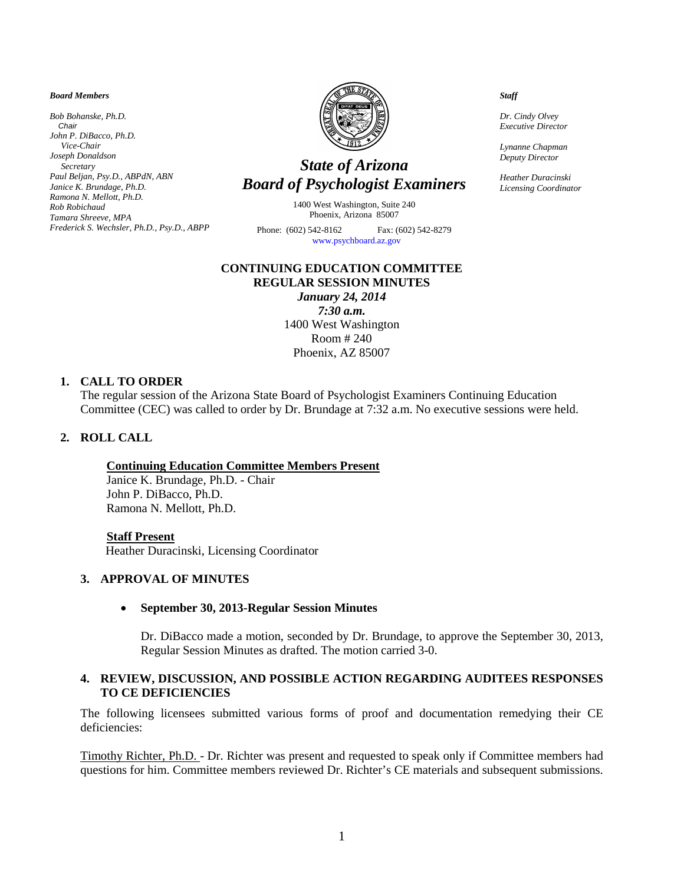*Board Members*

*Bob Bohanske, Ph.D.*
*Chair*
*John P. DiBacco, Ph.D.*
*Vice-Chair*
*Joseph Donaldson*
*Secretary*
*Paul Beljan, Psy.D., ABPdN, ABN*
*Janice K. Brundage, Ph.D.*
*Ramona N. Mellott, Ph.D.*
*Rob Robichaud*
*Tamara Shreeve, MPA*
*Frederick S. Wechsler, Ph.D., Psy.D., ABPP*

# *State of Arizona*
# *Board of Psychologist Examiners*

1400 West Washington, Suite 240
Phoenix, Arizona 85007

Phone: (602) 542-8162 Fax: (602) 542-8279
www.psychboard.az.gov

*Staff*

*Dr. Cindy Olvey*
*Executive Director*

*Lynanne Chapman*
*Deputy Director*

*Heather Duracinski*
*Licensing Coordinator*

**CONTINUING EDUCATION COMMITTEE**
**REGULAR SESSION MINUTES**
***January 24, 2014***
***7:30 a.m.***
1400 West Washington
Room # 240
Phoenix, AZ 85007

## 1. CALL TO ORDER

The regular session of the Arizona State Board of Psychologist Examiners Continuing Education Committee (CEC) was called to order by Dr. Brundage at 7:32 a.m. No executive sessions were held.

## 2. ROLL CALL

**Continuing Education Committee Members Present**
Janice K. Brundage, Ph.D. - Chair
John P. DiBacco, Ph.D.
Ramona N. Mellott, Ph.D.

**Staff Present**
Heather Duracinski, Licensing Coordinator

## 3. APPROVAL OF MINUTES

- **September 30, 2013-Regular Session Minutes**

Dr. DiBacco made a motion, seconded by Dr. Brundage, to approve the September 30, 2013, Regular Session Minutes as drafted. The motion carried 3-0.

## 4. REVIEW, DISCUSSION, AND POSSIBLE ACTION REGARDING AUDITEES RESPONSES TO CE DEFICIENCIES

The following licensees submitted various forms of proof and documentation remedying their CE deficiencies:

Timothy Richter, Ph.D. - Dr. Richter was present and requested to speak only if Committee members had questions for him. Committee members reviewed Dr. Richter's CE materials and subsequent submissions.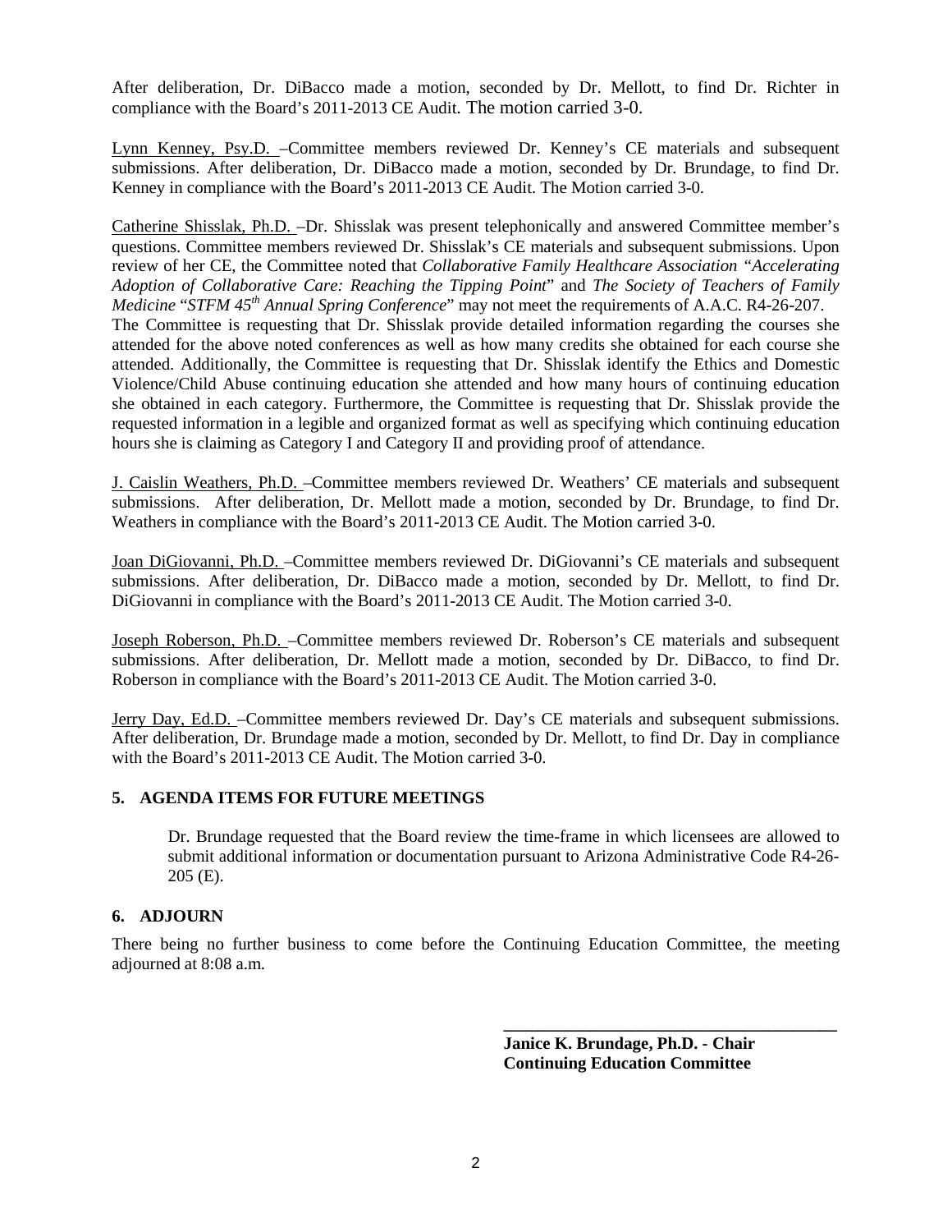After deliberation, Dr. DiBacco made a motion, seconded by Dr. Mellott, to find Dr. Richter in compliance with the Board's 2011-2013 CE Audit. The motion carried 3-0.

Lynn Kenney, Psy.D. –Committee members reviewed Dr. Kenney's CE materials and subsequent submissions. After deliberation, Dr. DiBacco made a motion, seconded by Dr. Brundage, to find Dr. Kenney in compliance with the Board's 2011-2013 CE Audit. The Motion carried 3-0.

Catherine Shisslak, Ph.D. –Dr. Shisslak was present telephonically and answered Committee member's questions. Committee members reviewed Dr. Shisslak's CE materials and subsequent submissions. Upon review of her CE, the Committee noted that *Collaborative Family Healthcare Association "Accelerating Adoption of Collaborative Care: Reaching the Tipping Point"* and *The Society of Teachers of Family Medicine "STFM 45th Annual Spring Conference"* may not meet the requirements of A.A.C. R4-26-207. The Committee is requesting that Dr. Shisslak provide detailed information regarding the courses she attended for the above noted conferences as well as how many credits she obtained for each course she attended. Additionally, the Committee is requesting that Dr. Shisslak identify the Ethics and Domestic Violence/Child Abuse continuing education she attended and how many hours of continuing education she obtained in each category. Furthermore, the Committee is requesting that Dr. Shisslak provide the requested information in a legible and organized format as well as specifying which continuing education hours she is claiming as Category I and Category II and providing proof of attendance.

J. Caislin Weathers, Ph.D. –Committee members reviewed Dr. Weathers' CE materials and subsequent submissions. After deliberation, Dr. Mellott made a motion, seconded by Dr. Brundage, to find Dr. Weathers in compliance with the Board's 2011-2013 CE Audit. The Motion carried 3-0.

Joan DiGiovanni, Ph.D. –Committee members reviewed Dr. DiGiovanni's CE materials and subsequent submissions. After deliberation, Dr. DiBacco made a motion, seconded by Dr. Mellott, to find Dr. DiGiovanni in compliance with the Board's 2011-2013 CE Audit. The Motion carried 3-0.

Joseph Roberson, Ph.D. –Committee members reviewed Dr. Roberson's CE materials and subsequent submissions. After deliberation, Dr. Mellott made a motion, seconded by Dr. DiBacco, to find Dr. Roberson in compliance with the Board's 2011-2013 CE Audit. The Motion carried 3-0.

Jerry Day, Ed.D. –Committee members reviewed Dr. Day's CE materials and subsequent submissions. After deliberation, Dr. Brundage made a motion, seconded by Dr. Mellott, to find Dr. Day in compliance with the Board's 2011-2013 CE Audit. The Motion carried 3-0.

## 5. AGENDA ITEMS FOR FUTURE MEETINGS

Dr. Brundage requested that the Board review the time-frame in which licensees are allowed to submit additional information or documentation pursuant to Arizona Administrative Code R4-26-205 (E).

## 6. ADJOURN

There being no further business to come before the Continuing Education Committee, the meeting adjourned at 8:08 a.m.

\_\_\_\_\_\_\_\_\_\_\_\_\_\_\_\_\_\_\_\_\_\_\_\_\_\_\_\_\_\_\_\_\_\_\_\_\_\_\_\_

**Janice K. Brundage, Ph.D. - Chair**
**Continuing Education Committee**